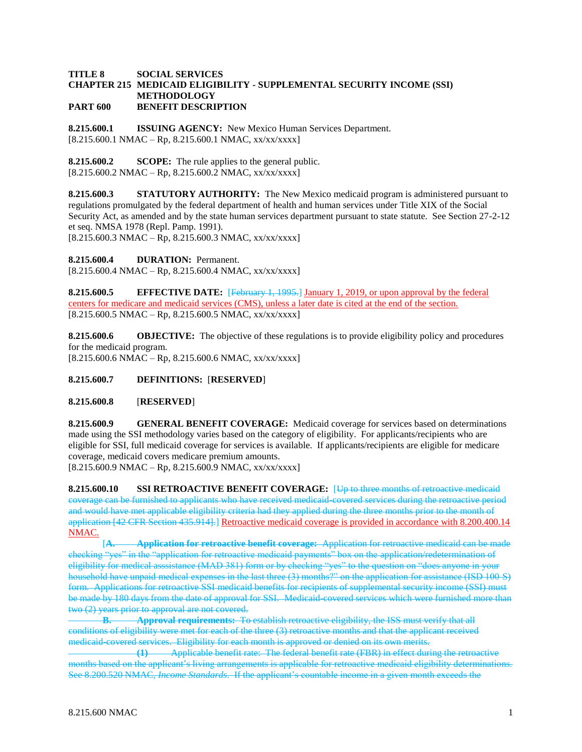**TITLE 8 SOCIAL SERVICES**
**CHAPTER 215 MEDICAID ELIGIBILITY - SUPPLEMENTAL SECURITY INCOME (SSI) METHODOLOGY**
**PART 600 BENEFIT DESCRIPTION**

**8.215.600.1 ISSUING AGENCY:** New Mexico Human Services Department.
[8.215.600.1 NMAC – Rp, 8.215.600.1 NMAC, xx/xx/xxxx]

**8.215.600.2 SCOPE:** The rule applies to the general public.
[8.215.600.2 NMAC – Rp, 8.215.600.2 NMAC, xx/xx/xxxx]

**8.215.600.3 STATUTORY AUTHORITY:** The New Mexico medicaid program is administered pursuant to regulations promulgated by the federal department of health and human services under Title XIX of the Social Security Act, as amended and by the state human services department pursuant to state statute. See Section 27-2-12 et seq. NMSA 1978 (Repl. Pamp. 1991).
[8.215.600.3 NMAC – Rp, 8.215.600.3 NMAC, xx/xx/xxxx]

**8.215.600.4 DURATION:** Permanent.
[8.215.600.4 NMAC – Rp, 8.215.600.4 NMAC, xx/xx/xxxx]

**8.215.600.5 EFFECTIVE DATE:** [~~February 1, 1995.~~] January 1, 2019, or upon approval by the federal centers for medicare and medicaid services (CMS), unless a later date is cited at the end of the section.
[8.215.600.5 NMAC – Rp, 8.215.600.5 NMAC, xx/xx/xxxx]

**8.215.600.6 OBJECTIVE:** The objective of these regulations is to provide eligibility policy and procedures for the medicaid program.
[8.215.600.6 NMAC – Rp, 8.215.600.6 NMAC, xx/xx/xxxx]

**8.215.600.7 DEFINITIONS:** [**RESERVED**]

**8.215.600.8** [**RESERVED**]

**8.215.600.9 GENERAL BENEFIT COVERAGE:** Medicaid coverage for services based on determinations made using the SSI methodology varies based on the category of eligibility. For applicants/recipients who are eligible for SSI, full medicaid coverage for services is available. If applicants/recipients are eligible for medicare coverage, medicaid covers medicare premium amounts.
[8.215.600.9 NMAC – Rp, 8.215.600.9 NMAC, xx/xx/xxxx]

**8.215.600.10 SSI RETROACTIVE BENEFIT COVERAGE:** [~~Up to three months of retroactive medicaid coverage can be furnished to applicants who have received medicaid-covered services during the retroactive period and would have met applicable eligibility criteria had they applied during the three months prior to the month of application [42 CFR Section 435.914].~~] Retroactive medicaid coverage is provided in accordance with 8.200.400.14 NMAC.

[~~**A. Application for retroactive benefit coverage:** Application for retroactive medicaid can be made checking "yes" in the "application for retroactive medicaid payments" box on the application/redetermination of eligibility for medical asssistance (MAD 381) form or by checking "yes" to the question on "does anyone in your household have unpaid medical expenses in the last three (3) months?" on the application for assistance (ISD 100-S) form. Applications for retroactive SSI medicaid benefits for recipients of supplemental security income (SSI) must be made by 180 days from the date of approval for SSI. Medicaid-covered services which were furnished more than two (2) years prior to approval are not covered.~~

~~**B. Approval requirements:** To establish retroactive eligibility, the ISS must verify that all conditions of eligibility were met for each of the three (3) retroactive months and that the applicant received medicaid-covered services. Eligibility for each month is approved or denied on its own merits.~~

~~**(1)** Applicable benefit rate: The federal benefit rate (FBR) in effect during the retroactive months based on the applicant's living arrangements is applicable for retroactive medicaid eligibility determinations. See 8.200.520 NMAC, *Income Standards*. If the applicant's countable income in a given month exceeds the~~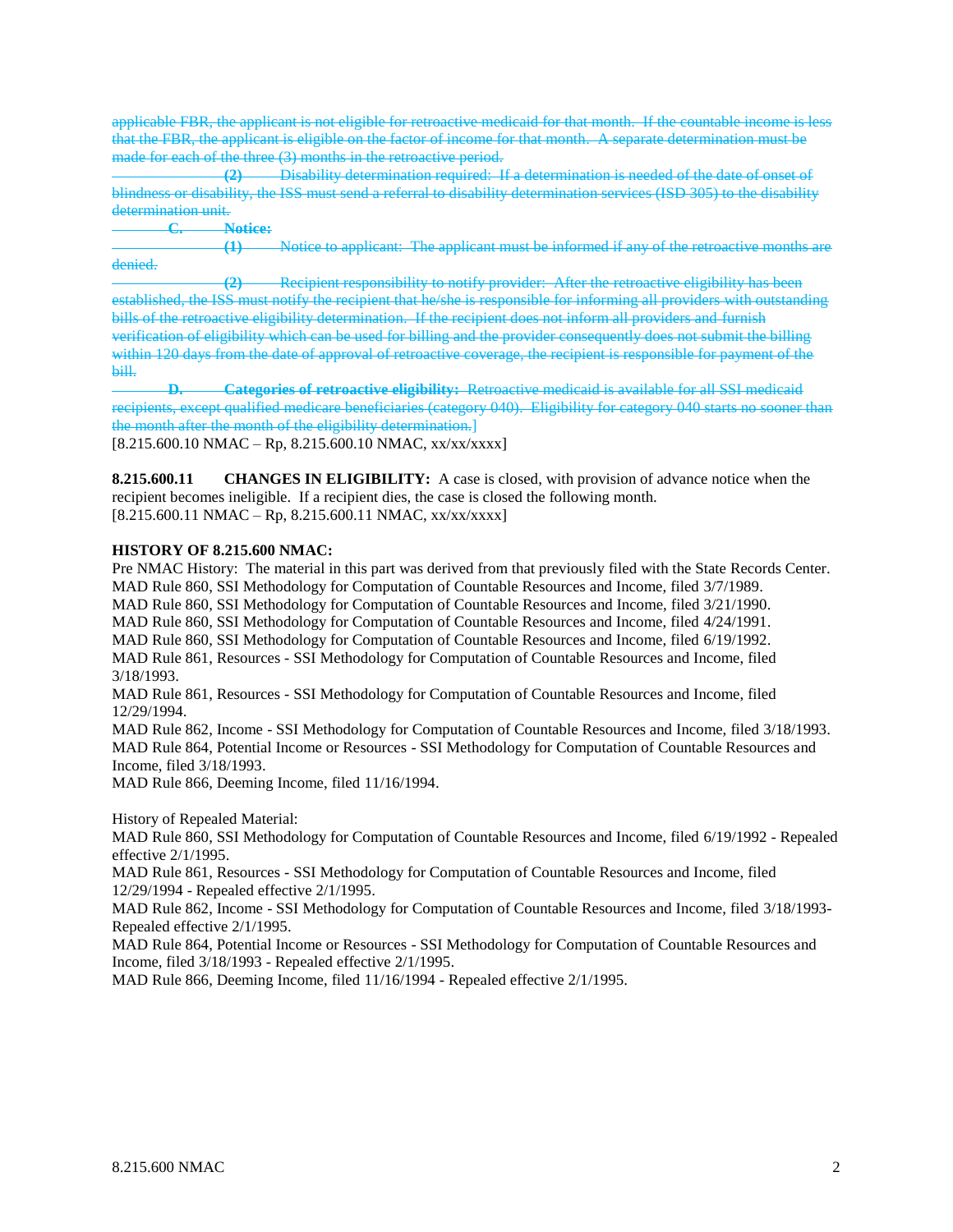~~applicable FBR, the applicant is not eligible for retroactive medicaid for that month. If the countable income is less that the FBR, the applicant is eligible on the factor of income for that month. A separate determination must be made for each of the three (3) months in the retroactive period.~~

~~**(2)** Disability determination required: If a determination is needed of the date of onset of blindness or disability, the ISS must send a referral to disability determination services (ISD 305) to the disability determination unit.~~

~~**C. Notice:**~~

~~**(1)** Notice to applicant: The applicant must be informed if any of the retroactive months are denied.~~

~~**(2)** Recipient responsibility to notify provider: After the retroactive eligibility has been established, the ISS must notify the recipient that he/she is responsible for informing all providers with outstanding bills of the retroactive eligibility determination. If the recipient does not inform all providers and furnish verification of eligibility which can be used for billing and the provider consequently does not submit the billing within 120 days from the date of approval of retroactive coverage, the recipient is responsible for payment of the bill.~~

~~**D. Categories of retroactive eligibility:** Retroactive medicaid is available for all SSI medicaid recipients, except qualified medicare beneficiaries (category 040). Eligibility for category 040 starts no sooner than the month after the month of the eligibility determination.~~]

[8.215.600.10 NMAC – Rp, 8.215.600.10 NMAC, xx/xx/xxxx]

**8.215.600.11 CHANGES IN ELIGIBILITY:** A case is closed, with provision of advance notice when the recipient becomes ineligible. If a recipient dies, the case is closed the following month.

[8.215.600.11 NMAC – Rp, 8.215.600.11 NMAC, xx/xx/xxxx]

**HISTORY OF 8.215.600 NMAC:**

Pre NMAC History: The material in this part was derived from that previously filed with the State Records Center.

MAD Rule 860, SSI Methodology for Computation of Countable Resources and Income, filed 3/7/1989.

MAD Rule 860, SSI Methodology for Computation of Countable Resources and Income, filed 3/21/1990.

MAD Rule 860, SSI Methodology for Computation of Countable Resources and Income, filed 4/24/1991.

MAD Rule 860, SSI Methodology for Computation of Countable Resources and Income, filed 6/19/1992.

MAD Rule 861, Resources - SSI Methodology for Computation of Countable Resources and Income, filed 3/18/1993.

MAD Rule 861, Resources - SSI Methodology for Computation of Countable Resources and Income, filed 12/29/1994.

MAD Rule 862, Income - SSI Methodology for Computation of Countable Resources and Income, filed 3/18/1993.

MAD Rule 864, Potential Income or Resources - SSI Methodology for Computation of Countable Resources and Income, filed 3/18/1993.

MAD Rule 866, Deeming Income, filed 11/16/1994.

History of Repealed Material:

MAD Rule 860, SSI Methodology for Computation of Countable Resources and Income, filed 6/19/1992 - Repealed effective 2/1/1995.

MAD Rule 861, Resources - SSI Methodology for Computation of Countable Resources and Income, filed 12/29/1994 - Repealed effective 2/1/1995.

MAD Rule 862, Income - SSI Methodology for Computation of Countable Resources and Income, filed 3/18/1993- Repealed effective 2/1/1995.

MAD Rule 864, Potential Income or Resources - SSI Methodology for Computation of Countable Resources and Income, filed 3/18/1993 - Repealed effective 2/1/1995.

MAD Rule 866, Deeming Income, filed 11/16/1994 - Repealed effective 2/1/1995.